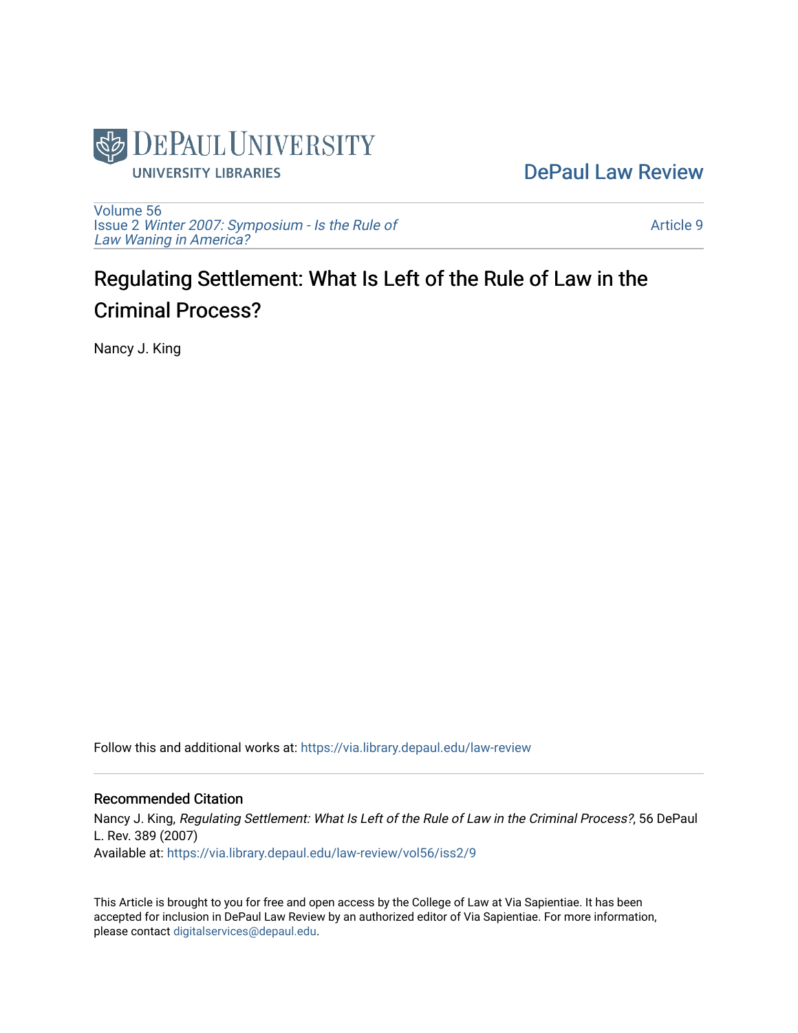DePaul University Library

DePaul Law Review

Volume 56
Issue 2 *Winter 2007: Symposium - Is the Rule of Law Waning in America?*

Article 9

# Regulating Settlement: What Is Left of the Rule of Law in the Criminal Process?

Nancy J. King

Follow this and additional works at: https://via.library.depaul.edu/law-review

## Recommended Citation

Nancy J. King, *Regulating Settlement: What Is Left of the Rule of Law in the Criminal Process?*, 56 DePaul L. Rev. 389 (2007)
Available at: https://via.library.depaul.edu/law-review/vol56/iss2/9

This Article is brought to you for free and open access by the College of Law at Via Sapientiae. It has been accepted for inclusion in DePaul Law Review by an authorized editor of Via Sapientiae. For more information, please contact digitalservices@depaul.edu.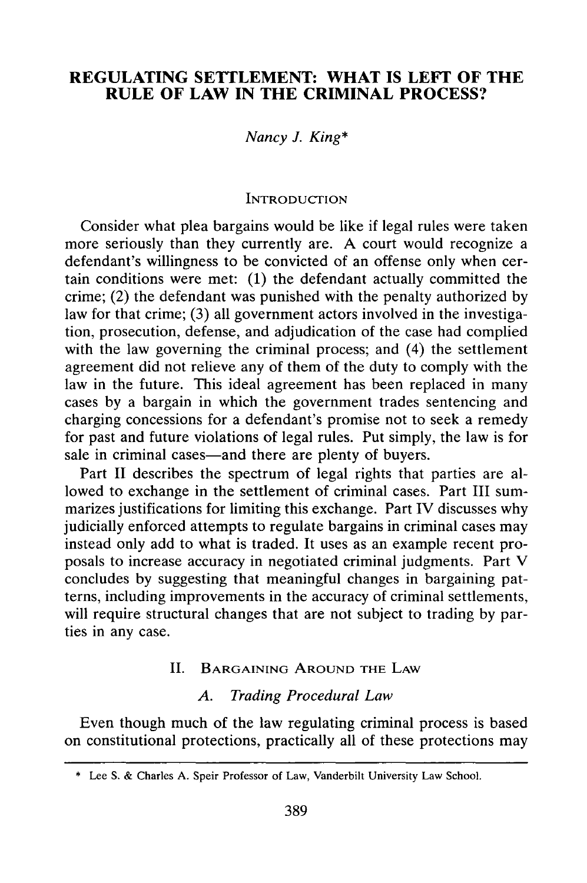# REGULATING SETTLEMENT: WHAT IS LEFT OF THE RULE OF LAW IN THE CRIMINAL PROCESS?

*Nancy J. King*\*

## INTRODUCTION

Consider what plea bargains would be like if legal rules were taken more seriously than they currently are. A court would recognize a defendant's willingness to be convicted of an offense only when certain conditions were met: (1) the defendant actually committed the crime; (2) the defendant was punished with the penalty authorized by law for that crime; (3) all government actors involved in the investigation, prosecution, defense, and adjudication of the case had complied with the law governing the criminal process; and (4) the settlement agreement did not relieve any of them of the duty to comply with the law in the future. This ideal agreement has been replaced in many cases by a bargain in which the government trades sentencing and charging concessions for a defendant's promise not to seek a remedy for past and future violations of legal rules. Put simply, the law is for sale in criminal cases—and there are plenty of buyers.

Part II describes the spectrum of legal rights that parties are allowed to exchange in the settlement of criminal cases. Part III summarizes justifications for limiting this exchange. Part IV discusses why judicially enforced attempts to regulate bargains in criminal cases may instead only add to what is traded. It uses as an example recent proposals to increase accuracy in negotiated criminal judgments. Part V concludes by suggesting that meaningful changes in bargaining patterns, including improvements in the accuracy of criminal settlements, will require structural changes that are not subject to trading by parties in any case.

## II. BARGAINING AROUND THE LAW

### A. *Trading Procedural Law*

Even though much of the law regulating criminal process is based on constitutional protections, practically all of these protections may

\* Lee S. & Charles A. Speir Professor of Law, Vanderbilt University Law School.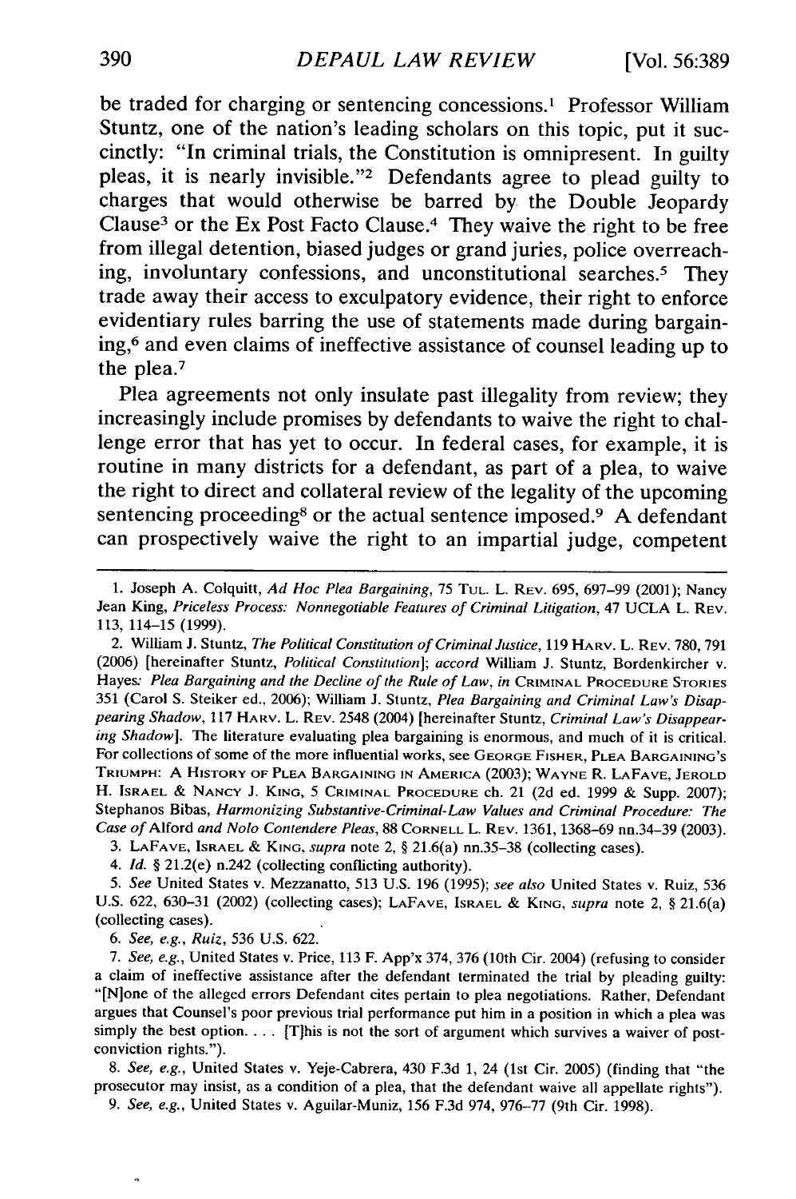be traded for charging or sentencing concessions.[1] Professor William Stuntz, one of the nation's leading scholars on this topic, put it succinctly: "In criminal trials, the Constitution is omnipresent. In guilty pleas, it is nearly invisible."[2] Defendants agree to plead guilty to charges that would otherwise be barred by the Double Jeopardy Clause[3] or the Ex Post Facto Clause.[4] They waive the right to be free from illegal detention, biased judges or grand juries, police overreaching, involuntary confessions, and unconstitutional searches.[5] They trade away their access to exculpatory evidence, their right to enforce evidentiary rules barring the use of statements made during bargaining,[6] and even claims of ineffective assistance of counsel leading up to the plea.[7]

Plea agreements not only insulate past illegality from review; they increasingly include promises by defendants to waive the right to challenge error that has yet to occur. In federal cases, for example, it is routine in many districts for a defendant, as part of a plea, to waive the right to direct and collateral review of the legality of the upcoming sentencing proceeding[8] or the actual sentence imposed.[9] A defendant can prospectively waive the right to an impartial judge, competent

---

1. Joseph A. Colquitt, *Ad Hoc Plea Bargaining*, 75 TUL. L. REV. 695, 697–99 (2001); Nancy Jean King, *Priceless Process: Nonnegotiable Features of Criminal Litigation*, 47 UCLA L. REV. 113, 114–15 (1999).

2. William J. Stuntz, *The Political Constitution of Criminal Justice*, 119 HARV. L. REV. 780, 791 (2006) [hereinafter Stuntz, *Political Constitution*]; *accord* William J. Stuntz, Bordenkircher v. Hayes*: Plea Bargaining and the Decline of the Rule of Law*, *in* CRIMINAL PROCEDURE STORIES 351 (Carol S. Steiker ed., 2006); William J. Stuntz, *Plea Bargaining and Criminal Law's Disappearing Shadow*, 117 HARV. L. REV. 2548 (2004) [hereinafter Stuntz, *Criminal Law's Disappearing Shadow*]. The literature evaluating plea bargaining is enormous, and much of it is critical. For collections of some of the more influential works, see GEORGE FISHER, PLEA BARGAINING'S TRIUMPH: A HISTORY OF PLEA BARGAINING IN AMERICA (2003); WAYNE R. LAFAVE, JEROLD H. ISRAEL & NANCY J. KING, 5 CRIMINAL PROCEDURE ch. 21 (2d ed. 1999 & Supp. 2007); Stephanos Bibas, *Harmonizing Substantive-Criminal-Law Values and Criminal Procedure: The Case of* Alford *and Nolo Contendere Pleas*, 88 CORNELL L. REV. 1361, 1368–69 nn.34–39 (2003).

3. LAFAVE, ISRAEL & KING, *supra* note 2, § 21.6(a) nn.35–38 (collecting cases).

4. *Id.* § 21.2(e) n.242 (collecting conflicting authority).

5. *See* United States v. Mezzanatto, 513 U.S. 196 (1995); *see also* United States v. Ruiz, 536 U.S. 622, 630–31 (2002) (collecting cases); LAFAVE, ISRAEL & KING, *supra* note 2, § 21.6(a) (collecting cases).

6. *See, e.g.*, *Ruiz*, 536 U.S. 622.

7. *See, e.g.*, United States v. Price, 113 F. App'x 374, 376 (10th Cir. 2004) (refusing to consider a claim of ineffective assistance after the defendant terminated the trial by pleading guilty: "[N]one of the alleged errors Defendant cites pertain to plea negotiations. Rather, Defendant argues that Counsel's poor previous trial performance put him in a position in which a plea was simply the best option. . . . [T]his is not the sort of argument which survives a waiver of post-conviction rights.").

8. *See, e.g.*, United States v. Yeje-Cabrera, 430 F.3d 1, 24 (1st Cir. 2005) (finding that "the prosecutor may insist, as a condition of a plea, that the defendant waive all appellate rights").

9. *See, e.g.*, United States v. Aguilar-Muniz, 156 F.3d 974, 976–77 (9th Cir. 1998).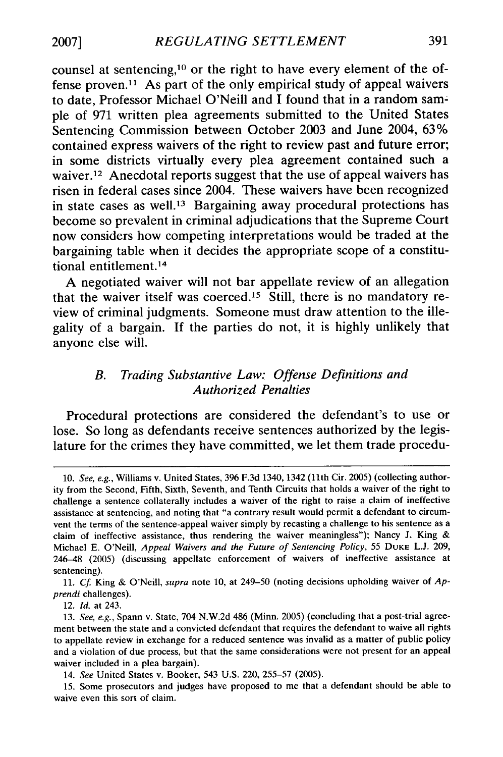counsel at sentencing,[10] or the right to have every element of the offense proven.[11] As part of the only empirical study of appeal waivers to date, Professor Michael O'Neill and I found that in a random sample of 971 written plea agreements submitted to the United States Sentencing Commission between October 2003 and June 2004, 63% contained express waivers of the right to review past and future error; in some districts virtually every plea agreement contained such a waiver.[12] Anecdotal reports suggest that the use of appeal waivers has risen in federal cases since 2004. These waivers have been recognized in state cases as well.[13] Bargaining away procedural protections has become so prevalent in criminal adjudications that the Supreme Court now considers how competing interpretations would be traded at the bargaining table when it decides the appropriate scope of a constitutional entitlement.[14]

A negotiated waiver will not bar appellate review of an allegation that the waiver itself was coerced.[15] Still, there is no mandatory review of criminal judgments. Someone must draw attention to the illegality of a bargain. If the parties do not, it is highly unlikely that anyone else will.

### *B. Trading Substantive Law: Offense Definitions and Authorized Penalties*

Procedural protections are considered the defendant's to use or lose. So long as defendants receive sentences authorized by the legislature for the crimes they have committed, we let them trade procedu-

---

10. *See, e.g.*, Williams v. United States, 396 F.3d 1340, 1342 (11th Cir. 2005) (collecting authority from the Second, Fifth, Sixth, Seventh, and Tenth Circuits that holds a waiver of the right to challenge a sentence collaterally includes a waiver of the right to raise a claim of ineffective assistance at sentencing, and noting that "a contrary result would permit a defendant to circumvent the terms of the sentence-appeal waiver simply by recasting a challenge to his sentence as a claim of ineffective assistance, thus rendering the waiver meaningless"); Nancy J. King & Michael E. O'Neill, *Appeal Waivers and the Future of Sentencing Policy*, 55 DUKE L.J. 209, 246–48 (2005) (discussing appellate enforcement of waivers of ineffective assistance at sentencing).

11. *Cf.* King & O'Neill, *supra* note 10, at 249–50 (noting decisions upholding waiver of *Apprendi* challenges).

12. *Id.* at 243.

13. *See, e.g.*, Spann v. State, 704 N.W.2d 486 (Minn. 2005) (concluding that a post-trial agreement between the state and a convicted defendant that requires the defendant to waive all rights to appellate review in exchange for a reduced sentence was invalid as a matter of public policy and a violation of due process, but that the same considerations were not present for an appeal waiver included in a plea bargain).

14. *See* United States v. Booker, 543 U.S. 220, 255–57 (2005).

15. Some prosecutors and judges have proposed to me that a defendant should be able to waive even this sort of claim.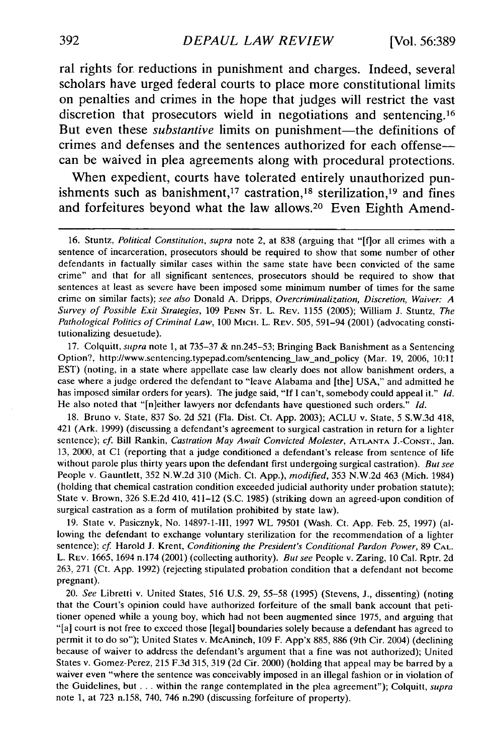ral rights for reductions in punishment and charges. Indeed, several scholars have urged federal courts to place more constitutional limits on penalties and crimes in the hope that judges will restrict the vast discretion that prosecutors wield in negotiations and sentencing.[16] But even these *substantive* limits on punishment—the definitions of crimes and defenses and the sentences authorized for each offense—can be waived in plea agreements along with procedural protections.

When expedient, courts have tolerated entirely unauthorized punishments such as banishment,[17] castration,[18] sterilization,[19] and fines and forfeitures beyond what the law allows.[20] Even Eighth Amend-

---

16. Stuntz, *Political Constitution*, *supra* note 2, at 838 (arguing that "[f]or all crimes with a sentence of incarceration, prosecutors should be required to show that some number of other defendants in factually similar cases within the same state have been convicted of the same crime" and that for all significant sentences, prosecutors should be required to show that sentences at least as severe have been imposed some minimum number of times for the same crime on similar facts); *see also* Donald A. Dripps, *Overcriminalization, Discretion, Waiver: A Survey of Possible Exit Strategies*, 109 PENN ST. L. REV. 1155 (2005); William J. Stuntz, *The Pathological Politics of Criminal Law*, 100 MICH. L. REV. 505, 591–94 (2001) (advocating constitutionalizing desuetude).

17. Colquitt, *supra* note 1, at 735–37 & nn.245–53; Bringing Back Banishment as a Sentencing Option?, http://www.sentencing.typepad.com/sentencing_law_and_policy (Mar. 19, 2006, 10:11 EST) (noting, in a state where appellate case law clearly does not allow banishment orders, a case where a judge ordered the defendant to "leave Alabama and [the] USA," and admitted he has imposed similar orders for years). The judge said, "If I can't, somebody could appeal it." *Id.* He also noted that "[n]either lawyers nor defendants have questioned such orders." *Id.*

18. Bruno v. State, 837 So. 2d 521 (Fla. Dist. Ct. App. 2003); ACLU v. State, 5 S.W.3d 418, 421 (Ark. 1999) (discussing a defendant's agreement to surgical castration in return for a lighter sentence); *cf.* Bill Rankin, *Castration May Await Convicted Molester*, ATLANTA J.-CONST., Jan. 13, 2000, at C1 (reporting that a judge conditioned a defendant's release from sentence of life without parole plus thirty years upon the defendant first undergoing surgical castration). *But see* People v. Gauntlett, 352 N.W.2d 310 (Mich. Ct. App.), *modified*, 353 N.W.2d 463 (Mich. 1984) (holding that chemical castration condition exceeded judicial authority under probation statute); State v. Brown, 326 S.E.2d 410, 411–12 (S.C. 1985) (striking down an agreed-upon condition of surgical castration as a form of mutilation prohibited by state law).

19. State v. Pasicznyk, No. 14897-1-III, 1997 WL 79501 (Wash. Ct. App. Feb. 25, 1997) (allowing the defendant to exchange voluntary sterilization for the recommendation of a lighter sentence); *cf.* Harold J. Krent, *Conditioning the President's Conditional Pardon Power*, 89 CAL. L. REV. 1665, 1694 n.174 (2001) (collecting authority). *But see* People v. Zaring, 10 Cal. Rptr. 2d 263, 271 (Ct. App. 1992) (rejecting stipulated probation condition that a defendant not become pregnant).

20. *See* Libretti v. United States, 516 U.S. 29, 55–58 (1995) (Stevens, J., dissenting) (noting that the Court's opinion could have authorized forfeiture of the small bank account that petitioner opened while a young boy, which had not been augmented since 1975, and arguing that "[a] court is not free to exceed those [legal] boundaries solely because a defendant has agreed to permit it to do so"); United States v. McAninch, 109 F. App'x 885, 886 (9th Cir. 2004) (declining because of waiver to address the defendant's argument that a fine was not authorized); United States v. Gomez-Perez, 215 F.3d 315, 319 (2d Cir. 2000) (holding that appeal may be barred by a waiver even "where the sentence was conceivably imposed in an illegal fashion or in violation of the Guidelines, but . . . within the range contemplated in the plea agreement"); Colquitt, *supra* note 1, at 723 n.158, 740, 746 n.290 (discussing forfeiture of property).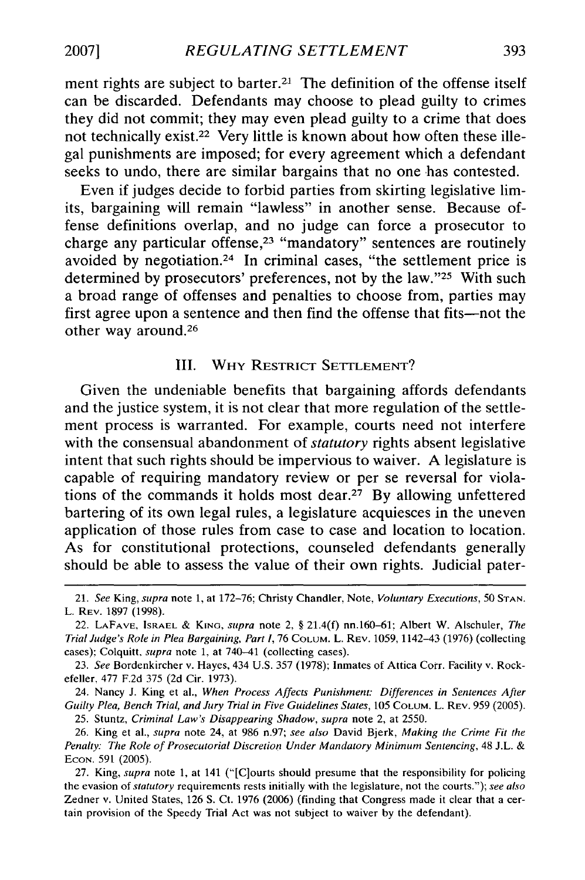ment rights are subject to barter.[21] The definition of the offense itself can be discarded. Defendants may choose to plead guilty to crimes they did not commit; they may even plead guilty to a crime that does not technically exist.[22] Very little is known about how often these illegal punishments are imposed; for every agreement which a defendant seeks to undo, there are similar bargains that no one has contested.

Even if judges decide to forbid parties from skirting legislative limits, bargaining will remain "lawless" in another sense. Because offense definitions overlap, and no judge can force a prosecutor to charge any particular offense,[23] "mandatory" sentences are routinely avoided by negotiation.[24] In criminal cases, "the settlement price is determined by prosecutors' preferences, not by the law."[25] With such a broad range of offenses and penalties to choose from, parties may first agree upon a sentence and then find the offense that fits—not the other way around.[26]

## III. Why Restrict Settlement?

Given the undeniable benefits that bargaining affords defendants and the justice system, it is not clear that more regulation of the settlement process is warranted. For example, courts need not interfere with the consensual abandonment of *statutory* rights absent legislative intent that such rights should be impervious to waiver. A legislature is capable of requiring mandatory review or per se reversal for violations of the commands it holds most dear.[27] By allowing unfettered bartering of its own legal rules, a legislature acquiesces in the uneven application of those rules from case to case and location to location. As for constitutional protections, counseled defendants generally should be able to assess the value of their own rights. Judicial pater-

---

21. *See* King, *supra* note 1, at 172–76; Christy Chandler, Note, *Voluntary Executions*, 50 Stan. L. Rev. 1897 (1998).

22. LaFave, Israel & King, *supra* note 2, § 21.4(f) nn.160–61; Albert W. Alschuler, *The Trial Judge's Role in Plea Bargaining, Part I*, 76 Colum. L. Rev. 1059, 1142–43 (1976) (collecting cases); Colquitt, *supra* note 1, at 740–41 (collecting cases).

23. *See* Bordenkircher v. Hayes, 434 U.S. 357 (1978); Inmates of Attica Corr. Facility v. Rockefeller, 477 F.2d 375 (2d Cir. 1973).

24. Nancy J. King et al., *When Process Affects Punishment: Differences in Sentences After Guilty Plea, Bench Trial, and Jury Trial in Five Guidelines States*, 105 Colum. L. Rev. 959 (2005).

25. Stuntz, *Criminal Law's Disappearing Shadow*, *supra* note 2, at 2550.

26. King et al., *supra* note 24, at 986 n.97; *see also* David Bjerk, *Making the Crime Fit the Penalty: The Role of Prosecutorial Discretion Under Mandatory Minimum Sentencing*, 48 J.L. & Econ. 591 (2005).

27. King, *supra* note 1, at 141 ("[C]ourts should presume that the responsibility for policing the evasion of *statutory* requirements rests initially with the legislature, not the courts."); *see also* Zedner v. United States, 126 S. Ct. 1976 (2006) (finding that Congress made it clear that a certain provision of the Speedy Trial Act was not subject to waiver by the defendant).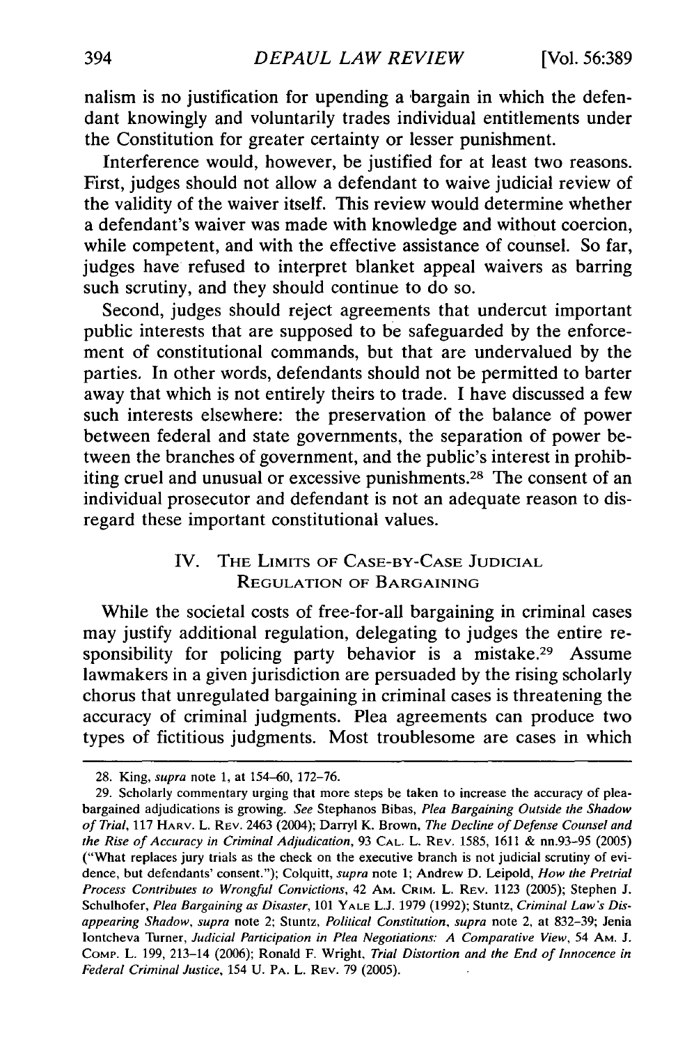nalism is no justification for upending a bargain in which the defendant knowingly and voluntarily trades individual entitlements under the Constitution for greater certainty or lesser punishment.

Interference would, however, be justified for at least two reasons. First, judges should not allow a defendant to waive judicial review of the validity of the waiver itself. This review would determine whether a defendant's waiver was made with knowledge and without coercion, while competent, and with the effective assistance of counsel. So far, judges have refused to interpret blanket appeal waivers as barring such scrutiny, and they should continue to do so.

Second, judges should reject agreements that undercut important public interests that are supposed to be safeguarded by the enforcement of constitutional commands, but that are undervalued by the parties. In other words, defendants should not be permitted to barter away that which is not entirely theirs to trade. I have discussed a few such interests elsewhere: the preservation of the balance of power between federal and state governments, the separation of power between the branches of government, and the public's interest in prohibiting cruel and unusual or excessive punishments.[28] The consent of an individual prosecutor and defendant is not an adequate reason to disregard these important constitutional values.

## IV. The Limits of Case-by-Case Judicial Regulation of Bargaining

While the societal costs of free-for-all bargaining in criminal cases may justify additional regulation, delegating to judges the entire responsibility for policing party behavior is a mistake.[29] Assume lawmakers in a given jurisdiction are persuaded by the rising scholarly chorus that unregulated bargaining in criminal cases is threatening the accuracy of criminal judgments. Plea agreements can produce two types of fictitious judgments. Most troublesome are cases in which

---

28. King, *supra* note 1, at 154–60, 172–76.

29. Scholarly commentary urging that more steps be taken to increase the accuracy of plea-bargained adjudications is growing. *See* Stephanos Bibas, *Plea Bargaining Outside the Shadow of Trial*, 117 Harv. L. Rev. 2463 (2004); Darryl K. Brown, *The Decline of Defense Counsel and the Rise of Accuracy in Criminal Adjudication*, 93 Cal. L. Rev. 1585, 1611 & nn.93–95 (2005) ("What replaces jury trials as the check on the executive branch is not judicial scrutiny of evidence, but defendants' consent."); Colquitt, *supra* note 1; Andrew D. Leipold, *How the Pretrial Process Contributes to Wrongful Convictions*, 42 Am. Crim. L. Rev. 1123 (2005); Stephen J. Schulhofer, *Plea Bargaining as Disaster*, 101 Yale L.J. 1979 (1992); Stuntz, *Criminal Law's Disappearing Shadow*, *supra* note 2; Stuntz, *Political Constitution*, *supra* note 2, at 832–39; Jenia Iontcheva Turner, *Judicial Participation in Plea Negotiations: A Comparative View*, 54 Am. J. Comp. L. 199, 213–14 (2006); Ronald F. Wright, *Trial Distortion and the End of Innocence in Federal Criminal Justice*, 154 U. Pa. L. Rev. 79 (2005).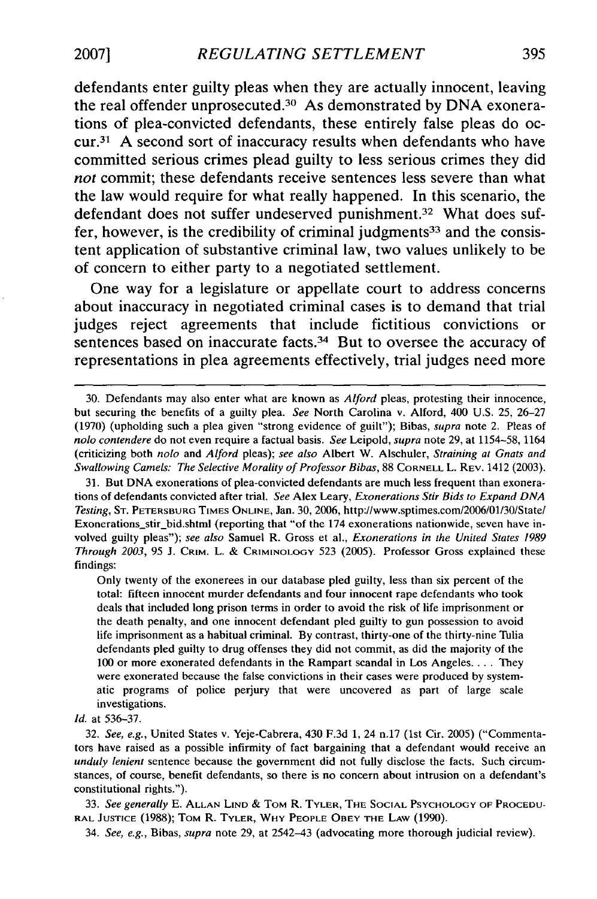defendants enter guilty pleas when they are actually innocent, leaving the real offender unprosecuted.[30] As demonstrated by DNA exonerations of plea-convicted defendants, these entirely false pleas do occur.[31] A second sort of inaccuracy results when defendants who have committed serious crimes plead guilty to less serious crimes they did *not* commit; these defendants receive sentences less severe than what the law would require for what really happened. In this scenario, the defendant does not suffer undeserved punishment.[32] What does suffer, however, is the credibility of criminal judgments[33] and the consistent application of substantive criminal law, two values unlikely to be of concern to either party to a negotiated settlement.

One way for a legislature or appellate court to address concerns about inaccuracy in negotiated criminal cases is to demand that trial judges reject agreements that include fictitious convictions or sentences based on inaccurate facts.[34] But to oversee the accuracy of representations in plea agreements effectively, trial judges need more

---

30. Defendants may also enter what are known as *Alford* pleas, protesting their innocence, but securing the benefits of a guilty plea. *See* North Carolina v. Alford, 400 U.S. 25, 26–27 (1970) (upholding such a plea given "strong evidence of guilt"); Bibas, *supra* note 2. Pleas of *nolo contendere* do not even require a factual basis. *See* Leipold, *supra* note 29, at 1154–58, 1164 (criticizing both *nolo* and *Alford* pleas); *see also* Albert W. Alschuler, *Straining at Gnats and Swallowing Camels: The Selective Morality of Professor Bibas*, 88 CORNELL L. REV. 1412 (2003).

31. But DNA exonerations of plea-convicted defendants are much less frequent than exonerations of defendants convicted after trial. *See* Alex Leary, *Exonerations Stir Bids to Expand DNA Testing*, ST. PETERSBURG TIMES ONLINE, Jan. 30, 2006, http://www.sptimes.com/2006/01/30/State/Exonerations_stir_bid.shtml (reporting that "of the 174 exonerations nationwide, seven have involved guilty pleas"); *see also* Samuel R. Gross et al., *Exonerations in the United States 1989 Through 2003*, 95 J. CRIM. L. & CRIMINOLOGY 523 (2005). Professor Gross explained these findings:

> Only twenty of the exonerees in our database pled guilty, less than six percent of the total: fifteen innocent murder defendants and four innocent rape defendants who took deals that included long prison terms in order to avoid the risk of life imprisonment or the death penalty, and one innocent defendant pled guilty to gun possession to avoid life imprisonment as a habitual criminal. By contrast, thirty-one of the thirty-nine Tulia defendants pled guilty to drug offenses they did not commit, as did the majority of the 100 or more exonerated defendants in the Rampart scandal in Los Angeles. . . . They were exonerated because the false convictions in their cases were produced by systematic programs of police perjury that were uncovered as part of large scale investigations.

*Id.* at 536–37.

32. *See, e.g.*, United States v. Yeje-Cabrera, 430 F.3d 1, 24 n.17 (1st Cir. 2005) ("Commentators have raised as a possible infirmity of fact bargaining that a defendant would receive an *unduly lenient* sentence because the government did not fully disclose the facts. Such circumstances, of course, benefit defendants, so there is no concern about intrusion on a defendant's constitutional rights.").

33. *See generally* E. ALLAN LIND & TOM R. TYLER, THE SOCIAL PSYCHOLOGY OF PROCEDURAL JUSTICE (1988); TOM R. TYLER, WHY PEOPLE OBEY THE LAW (1990).

34. *See, e.g.*, Bibas, *supra* note 29, at 2542–43 (advocating more thorough judicial review).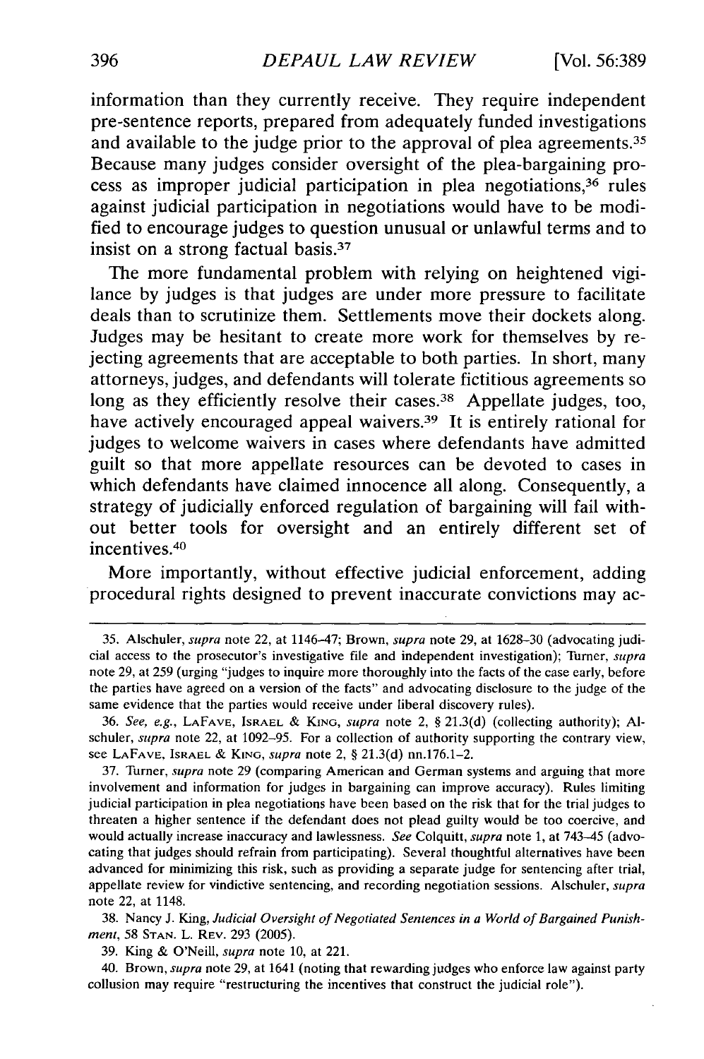information than they currently receive. They require independent pre-sentence reports, prepared from adequately funded investigations and available to the judge prior to the approval of plea agreements.[35] Because many judges consider oversight of the plea-bargaining process as improper judicial participation in plea negotiations,[36] rules against judicial participation in negotiations would have to be modified to encourage judges to question unusual or unlawful terms and to insist on a strong factual basis.[37]

The more fundamental problem with relying on heightened vigilance by judges is that judges are under more pressure to facilitate deals than to scrutinize them. Settlements move their dockets along. Judges may be hesitant to create more work for themselves by rejecting agreements that are acceptable to both parties. In short, many attorneys, judges, and defendants will tolerate fictitious agreements so long as they efficiently resolve their cases.[38] Appellate judges, too, have actively encouraged appeal waivers.[39] It is entirely rational for judges to welcome waivers in cases where defendants have admitted guilt so that more appellate resources can be devoted to cases in which defendants have claimed innocence all along. Consequently, a strategy of judicially enforced regulation of bargaining will fail without better tools for oversight and an entirely different set of incentives.[40]

More importantly, without effective judicial enforcement, adding procedural rights designed to prevent inaccurate convictions may ac-

---

35. Alschuler, *supra* note 22, at 1146–47; Brown, *supra* note 29, at 1628–30 (advocating judicial access to the prosecutor's investigative file and independent investigation); Turner, *supra* note 29, at 259 (urging "judges to inquire more thoroughly into the facts of the case early, before the parties have agreed on a version of the facts" and advocating disclosure to the judge of the same evidence that the parties would receive under liberal discovery rules).

36. *See, e.g.*, LAFAVE, ISRAEL & KING, *supra* note 2, § 21.3(d) (collecting authority); Alschuler, *supra* note 22, at 1092–95. For a collection of authority supporting the contrary view, see LAFAVE, ISRAEL & KING, *supra* note 2, § 21.3(d) nn.176.1–2.

37. Turner, *supra* note 29 (comparing American and German systems and arguing that more involvement and information for judges in bargaining can improve accuracy). Rules limiting judicial participation in plea negotiations have been based on the risk that for the trial judges to threaten a higher sentence if the defendant does not plead guilty would be too coercive, and would actually increase inaccuracy and lawlessness. *See* Colquitt, *supra* note 1, at 743–45 (advocating that judges should refrain from participating). Several thoughtful alternatives have been advanced for minimizing this risk, such as providing a separate judge for sentencing after trial, appellate review for vindictive sentencing, and recording negotiation sessions. Alschuler, *supra* note 22, at 1148.

38. Nancy J. King, *Judicial Oversight of Negotiated Sentences in a World of Bargained Punishment*, 58 STAN. L. REV. 293 (2005).

39. King & O'Neill, *supra* note 10, at 221.

40. Brown, *supra* note 29, at 1641 (noting that rewarding judges who enforce law against party collusion may require "restructuring the incentives that construct the judicial role").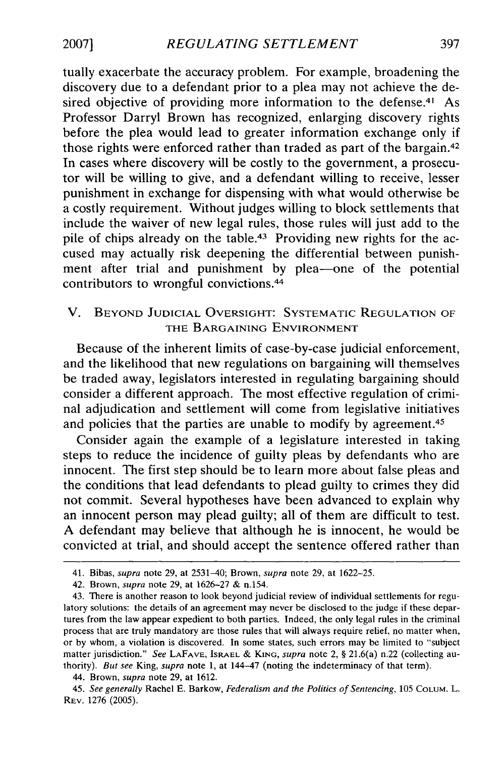tually exacerbate the accuracy problem. For example, broadening the discovery due to a defendant prior to a plea may not achieve the desired objective of providing more information to the defense.[41] As Professor Darryl Brown has recognized, enlarging discovery rights before the plea would lead to greater information exchange only if those rights were enforced rather than traded as part of the bargain.[42] In cases where discovery will be costly to the government, a prosecutor will be willing to give, and a defendant willing to receive, lesser punishment in exchange for dispensing with what would otherwise be a costly requirement. Without judges willing to block settlements that include the waiver of new legal rules, those rules will just add to the pile of chips already on the table.[43] Providing new rights for the accused may actually risk deepening the differential between punishment after trial and punishment by plea—one of the potential contributors to wrongful convictions.[44]

## V. Beyond Judicial Oversight: Systematic Regulation of the Bargaining Environment

Because of the inherent limits of case-by-case judicial enforcement, and the likelihood that new regulations on bargaining will themselves be traded away, legislators interested in regulating bargaining should consider a different approach. The most effective regulation of criminal adjudication and settlement will come from legislative initiatives and policies that the parties are unable to modify by agreement.[45]

Consider again the example of a legislature interested in taking steps to reduce the incidence of guilty pleas by defendants who are innocent. The first step should be to learn more about false pleas and the conditions that lead defendants to plead guilty to crimes they did not commit. Several hypotheses have been advanced to explain why an innocent person may plead guilty; all of them are difficult to test. A defendant may believe that although he is innocent, he would be convicted at trial, and should accept the sentence offered rather than

---

41. Bibas, *supra* note 29, at 2531–40; Brown, *supra* note 29, at 1622–25.

42. Brown, *supra* note 29, at 1626–27 & n.154.

43. There is another reason to look beyond judicial review of individual settlements for regulatory solutions: the details of an agreement may never be disclosed to the judge if these departures from the law appear expedient to both parties. Indeed, the only legal rules in the criminal process that are truly mandatory are those rules that will always require relief, no matter when, or by whom, a violation is discovered. In some states, such errors may be limited to "subject matter jurisdiction." *See* LaFave, Israel & King, *supra* note 2, § 21.6(a) n.22 (collecting authority). *But see* King, *supra* note 1, at 144–47 (noting the indeterminacy of that term).

44. Brown, *supra* note 29, at 1612.

45. *See generally* Rachel E. Barkow, *Federalism and the Politics of Sentencing*, 105 Colum. L. Rev. 1276 (2005).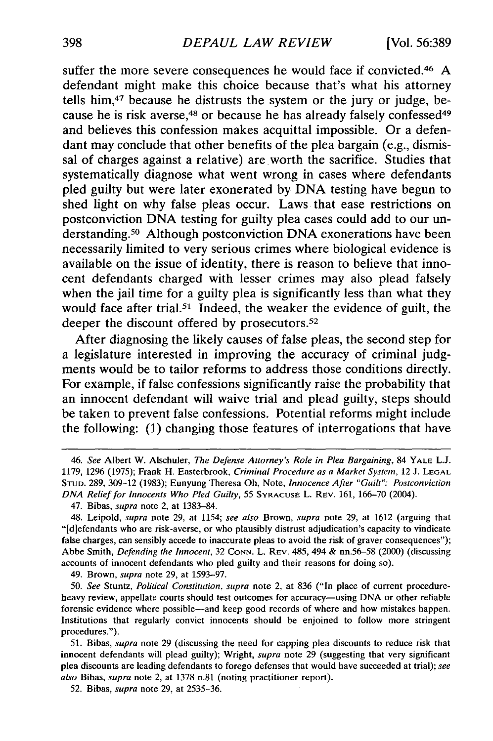suffer the more severe consequences he would face if convicted.[46] A defendant might make this choice because that's what his attorney tells him,[47] because he distrusts the system or the jury or judge, because he is risk averse,[48] or because he has already falsely confessed[49] and believes this confession makes acquittal impossible. Or a defendant may conclude that other benefits of the plea bargain (e.g., dismissal of charges against a relative) are worth the sacrifice. Studies that systematically diagnose what went wrong in cases where defendants pled guilty but were later exonerated by DNA testing have begun to shed light on why false pleas occur. Laws that ease restrictions on postconviction DNA testing for guilty plea cases could add to our understanding.[50] Although postconviction DNA exonerations have been necessarily limited to very serious crimes where biological evidence is available on the issue of identity, there is reason to believe that innocent defendants charged with lesser crimes may also plead falsely when the jail time for a guilty plea is significantly less than what they would face after trial.[51] Indeed, the weaker the evidence of guilt, the deeper the discount offered by prosecutors.[52]

After diagnosing the likely causes of false pleas, the second step for a legislature interested in improving the accuracy of criminal judgments would be to tailor reforms to address those conditions directly. For example, if false confessions significantly raise the probability that an innocent defendant will waive trial and plead guilty, steps should be taken to prevent false confessions. Potential reforms might include the following: (1) changing those features of interrogations that have

---

46. *See* Albert W. Alschuler, *The Defense Attorney's Role in Plea Bargaining*, 84 YALE L.J. 1179, 1296 (1975); Frank H. Easterbrook, *Criminal Procedure as a Market System*, 12 J. LEGAL STUD. 289, 309–12 (1983); Eunyung Theresa Oh, Note, *Innocence After "Guilt": Postconviction DNA Relief for Innocents Who Pled Guilty*, 55 SYRACUSE L. REV. 161, 166–70 (2004).

47. Bibas, *supra* note 2, at 1383–84.

48. Leipold, *supra* note 29, at 1154; *see also* Brown, *supra* note 29, at 1612 (arguing that "[d]efendants who are risk-averse, or who plausibly distrust adjudication's capacity to vindicate false charges, can sensibly accede to inaccurate pleas to avoid the risk of graver consequences"); Abbe Smith, *Defending the Innocent*, 32 CONN. L. REV. 485, 494 & nn.56–58 (2000) (discussing accounts of innocent defendants who pled guilty and their reasons for doing so).

49. Brown, *supra* note 29, at 1593–97.

50. *See* Stuntz, *Political Constitution*, *supra* note 2, at 836 ("In place of current procedure-heavy review, appellate courts should test outcomes for accuracy—using DNA or other reliable forensic evidence where possible—and keep good records of where and how mistakes happen. Institutions that regularly convict innocents should be enjoined to follow more stringent procedures.").

51. Bibas, *supra* note 29 (discussing the need for capping plea discounts to reduce risk that innocent defendants will plead guilty); Wright, *supra* note 29 (suggesting that very significant plea discounts are leading defendants to forego defenses that would have succeeded at trial); *see also* Bibas, *supra* note 2, at 1378 n.81 (noting practitioner report).

52. Bibas, *supra* note 29, at 2535–36.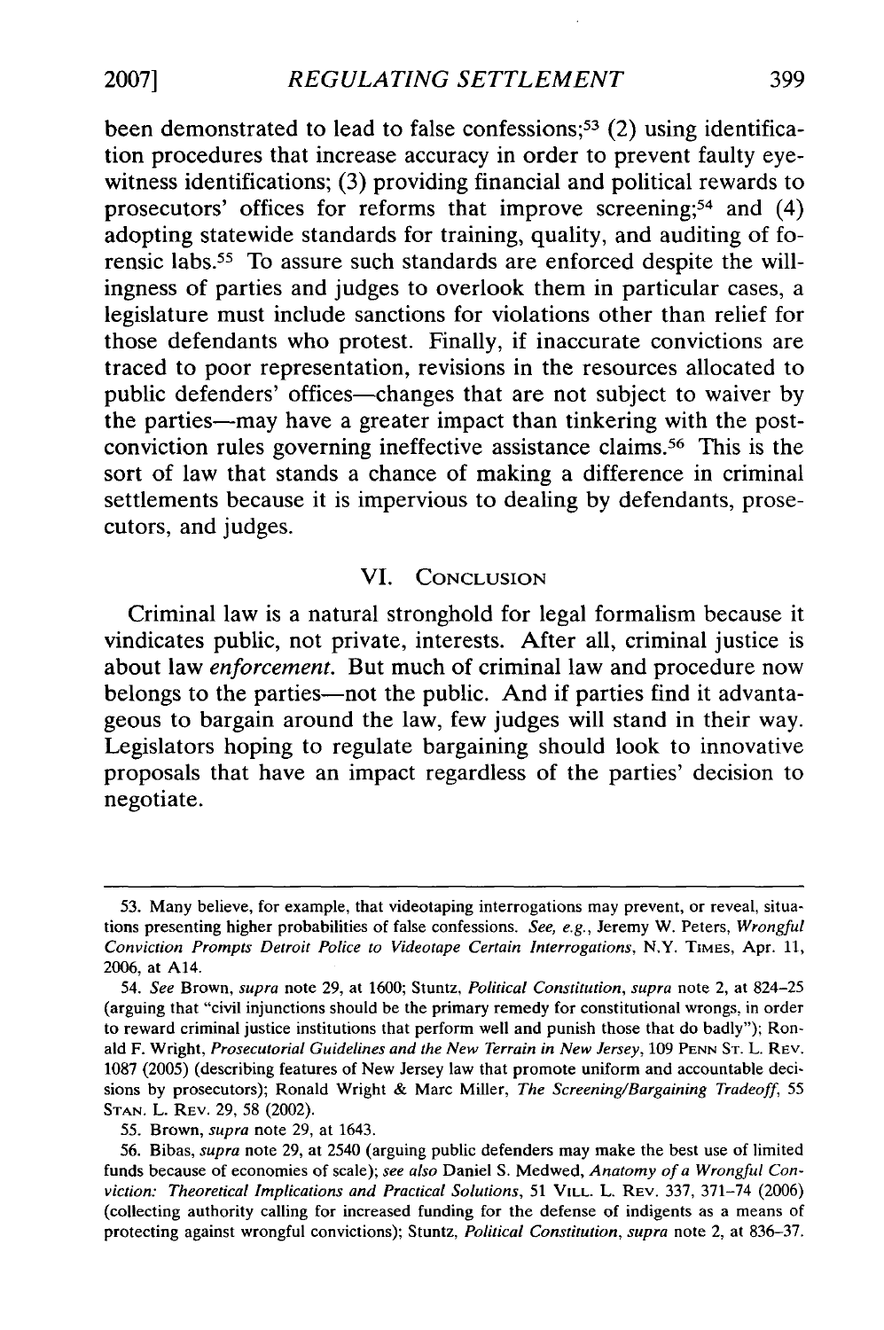been demonstrated to lead to false confessions;[53] (2) using identification procedures that increase accuracy in order to prevent faulty eyewitness identifications; (3) providing financial and political rewards to prosecutors' offices for reforms that improve screening;[54] and (4) adopting statewide standards for training, quality, and auditing of forensic labs.[55] To assure such standards are enforced despite the willingness of parties and judges to overlook them in particular cases, a legislature must include sanctions for violations other than relief for those defendants who protest. Finally, if inaccurate convictions are traced to poor representation, revisions in the resources allocated to public defenders' offices—changes that are not subject to waiver by the parties—may have a greater impact than tinkering with the post-conviction rules governing ineffective assistance claims.[56] This is the sort of law that stands a chance of making a difference in criminal settlements because it is impervious to dealing by defendants, prosecutors, and judges.

## VI. CONCLUSION

Criminal law is a natural stronghold for legal formalism because it vindicates public, not private, interests. After all, criminal justice is about law *enforcement*. But much of criminal law and procedure now belongs to the parties—not the public. And if parties find it advantageous to bargain around the law, few judges will stand in their way. Legislators hoping to regulate bargaining should look to innovative proposals that have an impact regardless of the parties' decision to negotiate.

---

53. Many believe, for example, that videotaping interrogations may prevent, or reveal, situations presenting higher probabilities of false confessions. *See, e.g.*, Jeremy W. Peters, *Wrongful Conviction Prompts Detroit Police to Videotape Certain Interrogations*, N.Y. TIMES, Apr. 11, 2006, at A14.

54. *See* Brown, *supra* note 29, at 1600; Stuntz, *Political Constitution*, *supra* note 2, at 824–25 (arguing that "civil injunctions should be the primary remedy for constitutional wrongs, in order to reward criminal justice institutions that perform well and punish those that do badly"); Ronald F. Wright, *Prosecutorial Guidelines and the New Terrain in New Jersey*, 109 PENN ST. L. REV. 1087 (2005) (describing features of New Jersey law that promote uniform and accountable decisions by prosecutors); Ronald Wright & Marc Miller, *The Screening/Bargaining Tradeoff*, 55 STAN. L. REV. 29, 58 (2002).

55. Brown, *supra* note 29, at 1643.

56. Bibas, *supra* note 29, at 2540 (arguing public defenders may make the best use of limited funds because of economies of scale); *see also* Daniel S. Medwed, *Anatomy of a Wrongful Conviction: Theoretical Implications and Practical Solutions*, 51 VILL. L. REV. 337, 371–74 (2006) (collecting authority calling for increased funding for the defense of indigents as a means of protecting against wrongful convictions); Stuntz, *Political Constitution*, *supra* note 2, at 836–37.